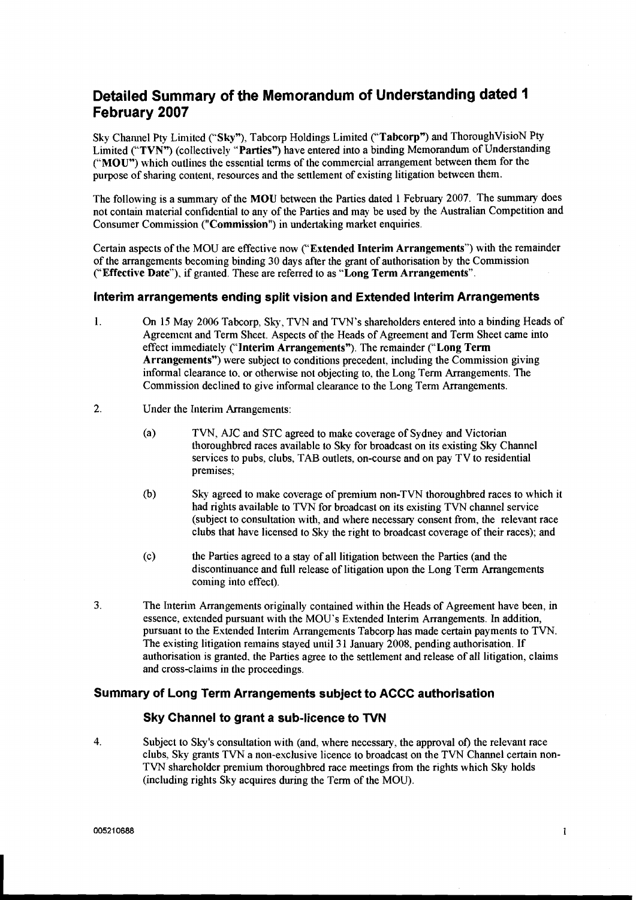# Detailed Summary of the Memorandum of Understanding dated 1 February 2007

Sky Channel Pty Limited ("**Sky**"), Tabcorp Holdings Limited ("**Tabcorp**") and ThoroughVisioN Pty Limited ("**TVN**") (collectively "**Parties**") have entered into a binding Memorandum of Understanding ("**MOU**") which outlines the essential terms of the commercial arrangement between them for the purpose of sharing content, resources and the settlement of existing litigation between them.

The following is a summary of the **MOU** between the Parties dated 1 February 2007. The summary does not contain material confidential to any of the Parties and may be used by the Australian Competition and Consumer Commission ("**Commission**") in undertaking market enquiries.

Certain aspects of the MOU are effective now ("**Extended Interim Arrangements**") with the remainder of the arrangements becoming binding 30 days after the grant of authorisation by the Commission ("**Effective Date**"), if granted. These are referred to as "**Long Term Arrangements**".

## Interim arrangements ending split vision and Extended Interim Arrangements

1. On 15 May 2006 Tabcorp, Sky, TVN and TVN's shareholders entered into a binding Heads of Agreement and Term Sheet. Aspects of the Heads of Agreement and Term Sheet came into effect immediately ("**Interim Arrangements**"). The remainder ("**Long Term Arrangements**") were subject to conditions precedent, including the Commission giving informal clearance to, or otherwise not objecting to, the Long Term Arrangements. The Commission declined to give informal clearance to the Long Term Arrangements.

2. Under the Interim Arrangements:

   (a) TVN, AJC and STC agreed to make coverage of Sydney and Victorian thoroughbred races available to Sky for broadcast on its existing Sky Channel services to pubs, clubs, TAB outlets, on-course and on pay TV to residential premises;

   (b) Sky agreed to make coverage of premium non-TVN thoroughbred races to which it had rights available to TVN for broadcast on its existing TVN channel service (subject to consultation with, and where necessary consent from, the relevant race clubs that have licensed to Sky the right to broadcast coverage of their races); and

   (c) the Parties agreed to a stay of all litigation between the Parties (and the discontinuance and full release of litigation upon the Long Term Arrangements coming into effect).

3. The Interim Arrangements originally contained within the Heads of Agreement have been, in essence, extended pursuant with the MOU's Extended Interim Arrangements. In addition, pursuant to the Extended Interim Arrangements Tabcorp has made certain payments to TVN. The existing litigation remains stayed until 31 January 2008, pending authorisation. If authorisation is granted, the Parties agree to the settlement and release of all litigation, claims and cross-claims in the proceedings.

## Summary of Long Term Arrangements subject to ACCC authorisation

### Sky Channel to grant a sub-licence to TVN

4. Subject to Sky's consultation with (and, where necessary, the approval of) the relevant race clubs, Sky grants TVN a non-exclusive licence to broadcast on the TVN Channel certain non-TVN shareholder premium thoroughbred race meetings from the rights which Sky holds (including rights Sky acquires during the Term of the MOU).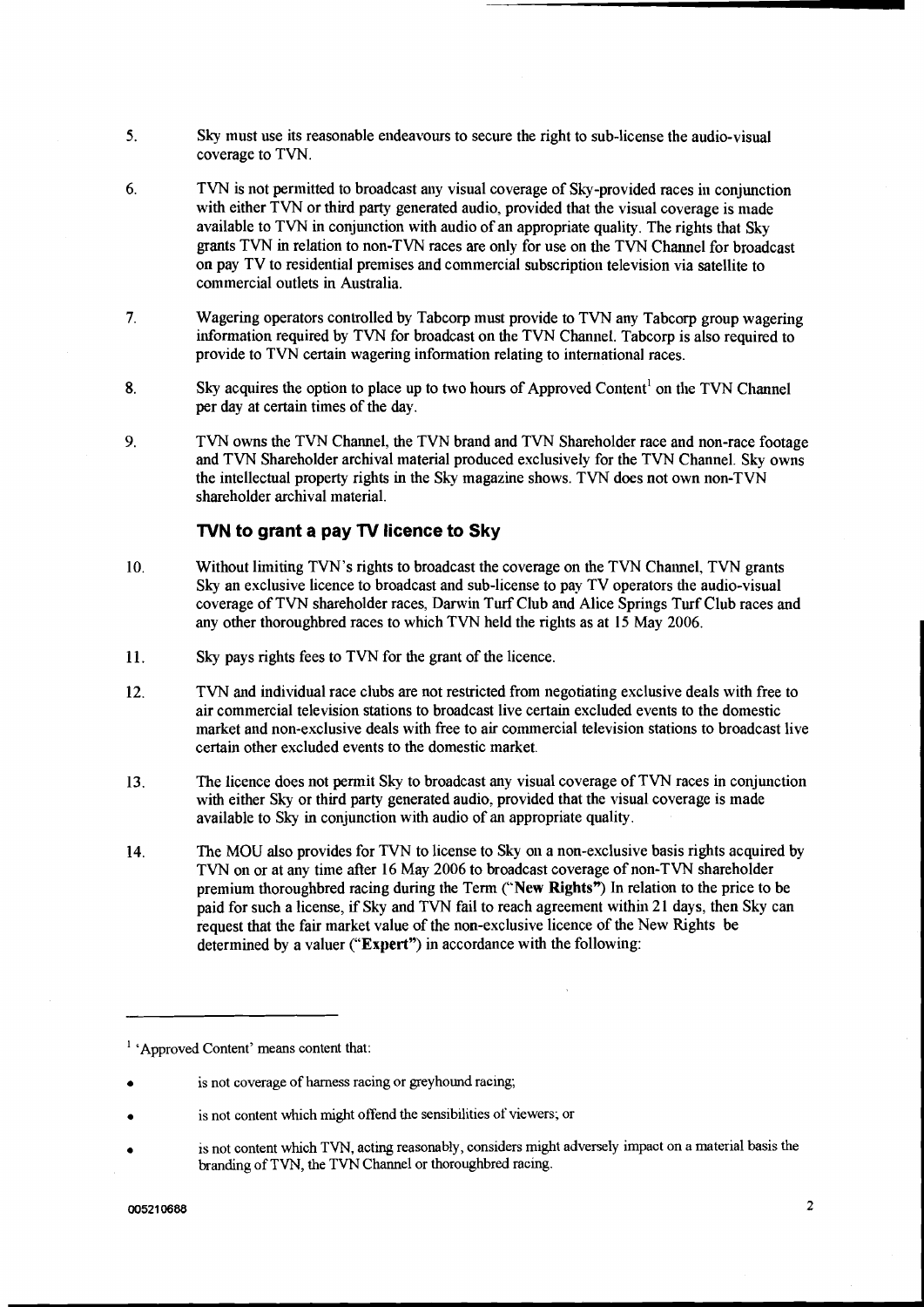5. Sky must use its reasonable endeavours to secure the right to sub-license the audio-visual coverage to TVN.

6. TVN is not permitted to broadcast any visual coverage of Sky-provided races in conjunction with either TVN or third party generated audio, provided that the visual coverage is made available to TVN in conjunction with audio of an appropriate quality. The rights that Sky grants TVN in relation to non-TVN races are only for use on the TVN Channel for broadcast on pay TV to residential premises and commercial subscription television via satellite to commercial outlets in Australia.

7. Wagering operators controlled by Tabcorp must provide to TVN any Tabcorp group wagering information required by TVN for broadcast on the TVN Channel. Tabcorp is also required to provide to TVN certain wagering information relating to international races.

8. Sky acquires the option to place up to two hours of Approved Content[1] on the TVN Channel per day at certain times of the day.

9. TVN owns the TVN Channel, the TVN brand and TVN Shareholder race and non-race footage and TVN Shareholder archival material produced exclusively for the TVN Channel. Sky owns the intellectual property rights in the Sky magazine shows. TVN does not own non-TVN shareholder archival material.

### TVN to grant a pay TV licence to Sky

10. Without limiting TVN's rights to broadcast the coverage on the TVN Channel, TVN grants Sky an exclusive licence to broadcast and sub-license to pay TV operators the audio-visual coverage of TVN shareholder races, Darwin Turf Club and Alice Springs Turf Club races and any other thoroughbred races to which TVN held the rights as at 15 May 2006.

11. Sky pays rights fees to TVN for the grant of the licence.

12. TVN and individual race clubs are not restricted from negotiating exclusive deals with free to air commercial television stations to broadcast live certain excluded events to the domestic market and non-exclusive deals with free to air commercial television stations to broadcast live certain other excluded events to the domestic market.

13. The licence does not permit Sky to broadcast any visual coverage of TVN races in conjunction with either Sky or third party generated audio, provided that the visual coverage is made available to Sky in conjunction with audio of an appropriate quality.

14. The MOU also provides for TVN to license to Sky on a non-exclusive basis rights acquired by TVN on or at any time after 16 May 2006 to broadcast coverage of non-TVN shareholder premium thoroughbred racing during the Term ("**New Rights**") In relation to the price to be paid for such a license, if Sky and TVN fail to reach agreement within 21 days, then Sky can request that the fair market value of the non-exclusive licence of the New Rights be determined by a valuer ("**Expert**") in accordance with the following:

---

[1] 'Approved Content' means content that:

- is not coverage of harness racing or greyhound racing;
- is not content which might offend the sensibilities of viewers; or
- is not content which TVN, acting reasonably, considers might adversely impact on a material basis the branding of TVN, the TVN Channel or thoroughbred racing.

005210688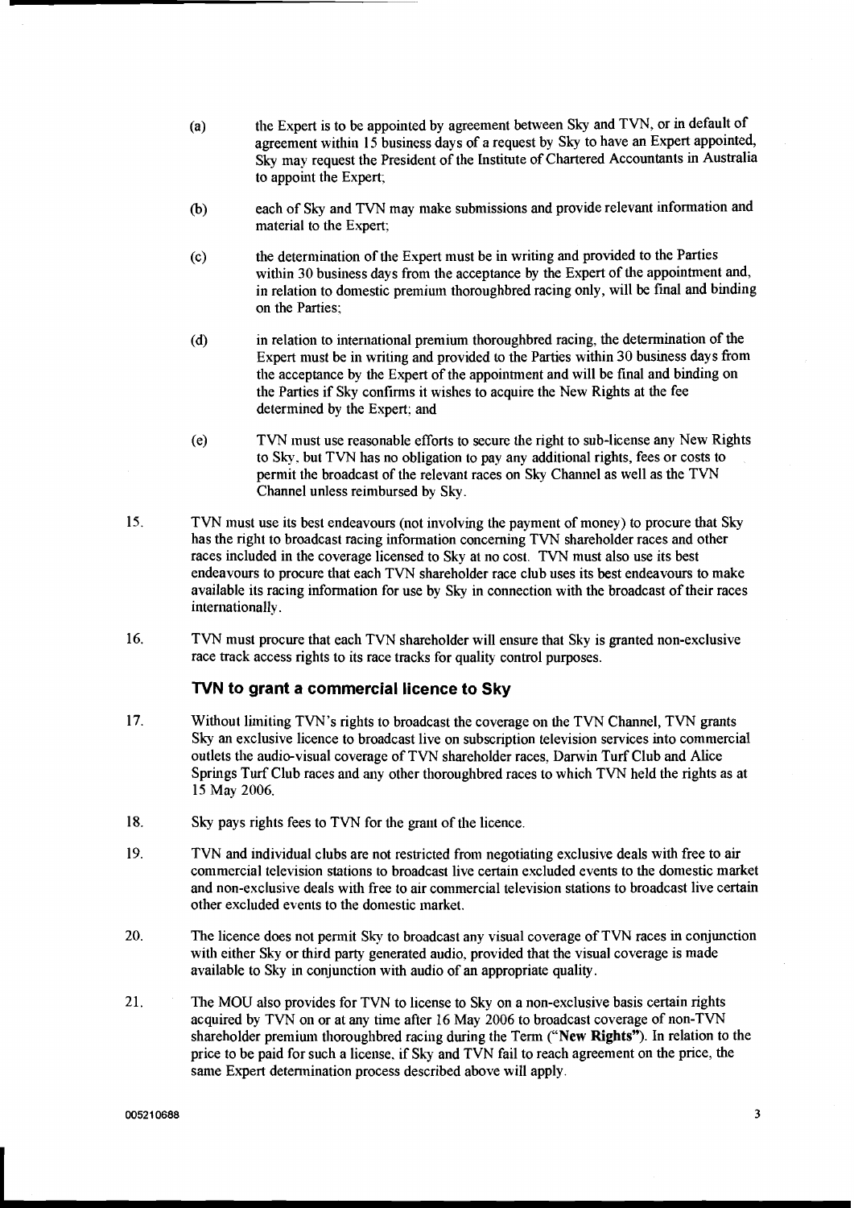(a) the Expert is to be appointed by agreement between Sky and TVN, or in default of agreement within 15 business days of a request by Sky to have an Expert appointed, Sky may request the President of the Institute of Chartered Accountants in Australia to appoint the Expert;

(b) each of Sky and TVN may make submissions and provide relevant information and material to the Expert;

(c) the determination of the Expert must be in writing and provided to the Parties within 30 business days from the acceptance by the Expert of the appointment and, in relation to domestic premium thoroughbred racing only, will be final and binding on the Parties;

(d) in relation to international premium thoroughbred racing, the determination of the Expert must be in writing and provided to the Parties within 30 business days from the acceptance by the Expert of the appointment and will be final and binding on the Parties if Sky confirms it wishes to acquire the New Rights at the fee determined by the Expert; and

(e) TVN must use reasonable efforts to secure the right to sub-license any New Rights to Sky, but TVN has no obligation to pay any additional rights, fees or costs to permit the broadcast of the relevant races on Sky Channel as well as the TVN Channel unless reimbursed by Sky.

15. TVN must use its best endeavours (not involving the payment of money) to procure that Sky has the right to broadcast racing information concerning TVN shareholder races and other races included in the coverage licensed to Sky at no cost. TVN must also use its best endeavours to procure that each TVN shareholder race club uses its best endeavours to make available its racing information for use by Sky in connection with the broadcast of their races internationally.

16. TVN must procure that each TVN shareholder will ensure that Sky is granted non-exclusive race track access rights to its race tracks for quality control purposes.

## TVN to grant a commercial licence to Sky

17. Without limiting TVN's rights to broadcast the coverage on the TVN Channel, TVN grants Sky an exclusive licence to broadcast live on subscription television services into commercial outlets the audio-visual coverage of TVN shareholder races, Darwin Turf Club and Alice Springs Turf Club races and any other thoroughbred races to which TVN held the rights as at 15 May 2006.

18. Sky pays rights fees to TVN for the grant of the licence.

19. TVN and individual clubs are not restricted from negotiating exclusive deals with free to air commercial television stations to broadcast live certain excluded events to the domestic market and non-exclusive deals with free to air commercial television stations to broadcast live certain other excluded events to the domestic market.

20. The licence does not permit Sky to broadcast any visual coverage of TVN races in conjunction with either Sky or third party generated audio, provided that the visual coverage is made available to Sky in conjunction with audio of an appropriate quality.

21. The MOU also provides for TVN to license to Sky on a non-exclusive basis certain rights acquired by TVN on or at any time after 16 May 2006 to broadcast coverage of non-TVN shareholder premium thoroughbred racing during the Term (**"New Rights"**). In relation to the price to be paid for such a license, if Sky and TVN fail to reach agreement on the price, the same Expert determination process described above will apply.

00521068​8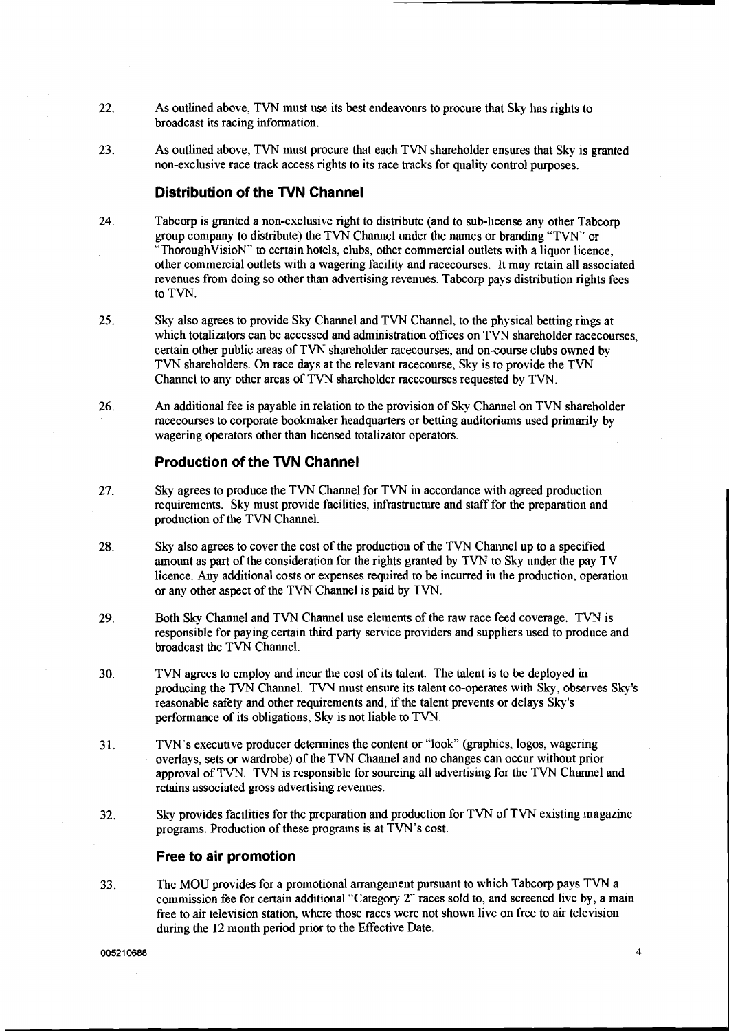22. As outlined above, TVN must use its best endeavours to procure that Sky has rights to broadcast its racing information.

23. As outlined above, TVN must procure that each TVN shareholder ensures that Sky is granted non-exclusive race track access rights to its race tracks for quality control purposes.

### Distribution of the TVN Channel

24. Tabcorp is granted a non-exclusive right to distribute (and to sub-license any other Tabcorp group company to distribute) the TVN Channel under the names or branding "TVN" or "ThoroughVisioN" to certain hotels, clubs, other commercial outlets with a liquor licence, other commercial outlets with a wagering facility and racecourses. It may retain all associated revenues from doing so other than advertising revenues. Tabcorp pays distribution rights fees to TVN.

25. Sky also agrees to provide Sky Channel and TVN Channel, to the physical betting rings at which totalizators can be accessed and administration offices on TVN shareholder racecourses, certain other public areas of TVN shareholder racecourses, and on-course clubs owned by TVN shareholders. On race days at the relevant racecourse, Sky is to provide the TVN Channel to any other areas of TVN shareholder racecourses requested by TVN.

26. An additional fee is payable in relation to the provision of Sky Channel on TVN shareholder racecourses to corporate bookmaker headquarters or betting auditoriums used primarily by wagering operators other than licensed totalizator operators.

### Production of the TVN Channel

27. Sky agrees to produce the TVN Channel for TVN in accordance with agreed production requirements. Sky must provide facilities, infrastructure and staff for the preparation and production of the TVN Channel.

28. Sky also agrees to cover the cost of the production of the TVN Channel up to a specified amount as part of the consideration for the rights granted by TVN to Sky under the pay TV licence. Any additional costs or expenses required to be incurred in the production, operation or any other aspect of the TVN Channel is paid by TVN.

29. Both Sky Channel and TVN Channel use elements of the raw race feed coverage. TVN is responsible for paying certain third party service providers and suppliers used to produce and broadcast the TVN Channel.

30. TVN agrees to employ and incur the cost of its talent. The talent is to be deployed in producing the TVN Channel. TVN must ensure its talent co-operates with Sky, observes Sky's reasonable safety and other requirements and, if the talent prevents or delays Sky's performance of its obligations, Sky is not liable to TVN.

31. TVN's executive producer determines the content or "look" (graphics, logos, wagering overlays, sets or wardrobe) of the TVN Channel and no changes can occur without prior approval of TVN. TVN is responsible for sourcing all advertising for the TVN Channel and retains associated gross advertising revenues.

32. Sky provides facilities for the preparation and production for TVN of TVN existing magazine programs. Production of these programs is at TVN's cost.

### Free to air promotion

33. The MOU provides for a promotional arrangement pursuant to which Tabcorp pays TVN a commission fee for certain additional "Category 2" races sold to, and screened live by, a main free to air television station, where those races were not shown live on free to air television during the 12 month period prior to the Effective Date.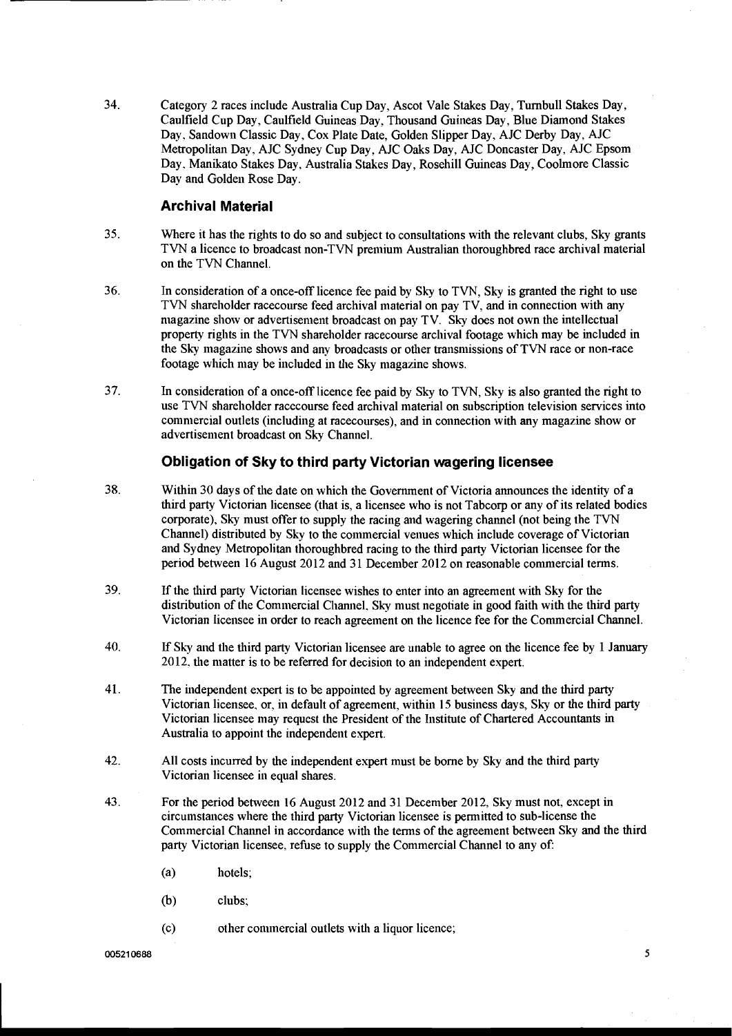34. Category 2 races include Australia Cup Day, Ascot Vale Stakes Day, Turnbull Stakes Day, Caulfield Cup Day, Caulfield Guineas Day, Thousand Guineas Day, Blue Diamond Stakes Day, Sandown Classic Day, Cox Plate Date, Golden Slipper Day, AJC Derby Day, AJC Metropolitan Day, AJC Sydney Cup Day, AJC Oaks Day, AJC Doncaster Day, AJC Epsom Day, Manikato Stakes Day, Australia Stakes Day, Rosehill Guineas Day, Coolmore Classic Day and Golden Rose Day.

## Archival Material

35. Where it has the rights to do so and subject to consultations with the relevant clubs, Sky grants TVN a licence to broadcast non-TVN premium Australian thoroughbred race archival material on the TVN Channel.

36. In consideration of a once-off licence fee paid by Sky to TVN, Sky is granted the right to use TVN shareholder racecourse feed archival material on pay TV, and in connection with any magazine show or advertisement broadcast on pay TV. Sky does not own the intellectual property rights in the TVN shareholder racecourse archival footage which may be included in the Sky magazine shows and any broadcasts or other transmissions of TVN race or non-race footage which may be included in the Sky magazine shows.

37. In consideration of a once-off licence fee paid by Sky to TVN, Sky is also granted the right to use TVN shareholder racecourse feed archival material on subscription television services into commercial outlets (including at racecourses), and in connection with any magazine show or advertisement broadcast on Sky Channel.

## Obligation of Sky to third party Victorian wagering licensee

38. Within 30 days of the date on which the Government of Victoria announces the identity of a third party Victorian licensee (that is, a licensee who is not Tabcorp or any of its related bodies corporate), Sky must offer to supply the racing and wagering channel (not being the TVN Channel) distributed by Sky to the commercial venues which include coverage of Victorian and Sydney Metropolitan thoroughbred racing to the third party Victorian licensee for the period between 16 August 2012 and 31 December 2012 on reasonable commercial terms.

39. If the third party Victorian licensee wishes to enter into an agreement with Sky for the distribution of the Commercial Channel, Sky must negotiate in good faith with the third party Victorian licensee in order to reach agreement on the licence fee for the Commercial Channel.

40. If Sky and the third party Victorian licensee are unable to agree on the licence fee by 1 January 2012, the matter is to be referred for decision to an independent expert.

41. The independent expert is to be appointed by agreement between Sky and the third party Victorian licensee, or, in default of agreement, within 15 business days, Sky or the third party Victorian licensee may request the President of the Institute of Chartered Accountants in Australia to appoint the independent expert.

42. All costs incurred by the independent expert must be borne by Sky and the third party Victorian licensee in equal shares.

43. For the period between 16 August 2012 and 31 December 2012, Sky must not, except in circumstances where the third party Victorian licensee is permitted to sub-license the Commercial Channel in accordance with the terms of the agreement between Sky and the third party Victorian licensee, refuse to supply the Commercial Channel to any of:

    (a) hotels;

    (b) clubs;

    (c) other commercial outlets with a liquor licence;

005210688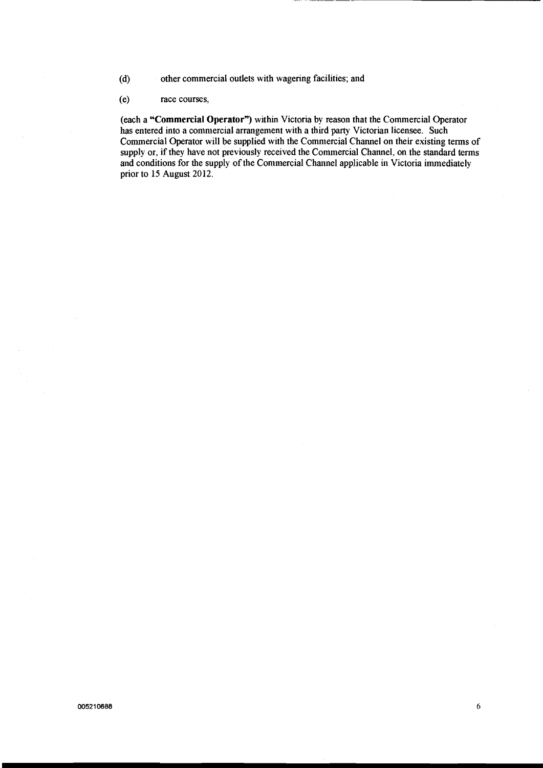(d) other commercial outlets with wagering facilities; and

(e) race courses,

(each a **"Commercial Operator"**) within Victoria by reason that the Commercial Operator has entered into a commercial arrangement with a third party Victorian licensee. Such Commercial Operator will be supplied with the Commercial Channel on their existing terms of supply or, if they have not previously received the Commercial Channel, on the standard terms and conditions for the supply of the Commercial Channel applicable in Victoria immediately prior to 15 August 2012.